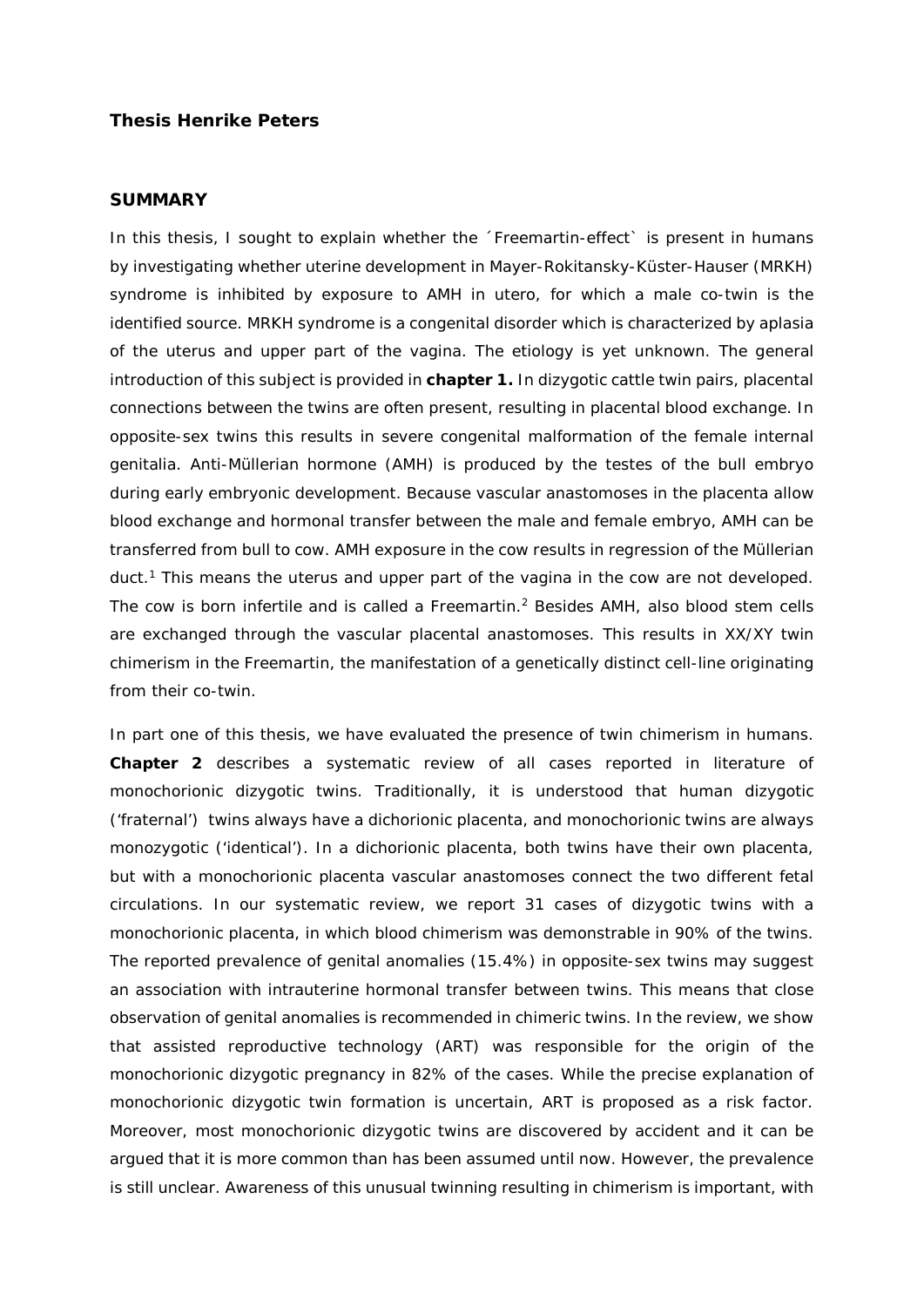**Thesis Henrike Peters**

## SUMMARY

In this thesis, I sought to explain whether the ´Freemartin-effect` is present in humans by investigating whether uterine development in Mayer-Rokitansky-Küster-Hauser (MRKH) syndrome is inhibited by exposure to AMH in utero, for which a male co-twin is the identified source. MRKH syndrome is a congenital disorder which is characterized by aplasia of the uterus and upper part of the vagina. The etiology is yet unknown. The general introduction of this subject is provided in **chapter 1.** In dizygotic cattle twin pairs, placental connections between the twins are often present, resulting in placental blood exchange. In opposite-sex twins this results in severe congenital malformation of the female internal genitalia. Anti-Müllerian hormone (AMH) is produced by the testes of the bull embryo during early embryonic development. Because vascular anastomoses in the placenta allow blood exchange and hormonal transfer between the male and female embryo, AMH can be transferred from bull to cow. AMH exposure in the cow results in regression of the Müllerian duct.[1] This means the uterus and upper part of the vagina in the cow are not developed. The cow is born infertile and is called a Freemartin.[2] Besides AMH, also blood stem cells are exchanged through the vascular placental anastomoses. This results in XX/XY twin chimerism in the Freemartin, the manifestation of a genetically distinct cell-line originating from their co-twin.

In part one of this thesis, we have evaluated the presence of twin chimerism in humans. **Chapter 2** describes a systematic review of all cases reported in literature of monochorionic dizygotic twins. Traditionally, it is understood that human dizygotic ('fraternal') twins always have a dichorionic placenta, and monochorionic twins are always monozygotic ('identical'). In a dichorionic placenta, both twins have their own placenta, but with a monochorionic placenta vascular anastomoses connect the two different fetal circulations. In our systematic review, we report 31 cases of dizygotic twins with a monochorionic placenta, in which blood chimerism was demonstrable in 90% of the twins. The reported prevalence of genital anomalies (15.4%) in opposite-sex twins may suggest an association with intrauterine hormonal transfer between twins. This means that close observation of genital anomalies is recommended in chimeric twins. In the review, we show that assisted reproductive technology (ART) was responsible for the origin of the monochorionic dizygotic pregnancy in 82% of the cases. While the precise explanation of monochorionic dizygotic twin formation is uncertain, ART is proposed as a risk factor. Moreover, most monochorionic dizygotic twins are discovered by accident and it can be argued that it is more common than has been assumed until now. However, the prevalence is still unclear. Awareness of this unusual twinning resulting in chimerism is important, with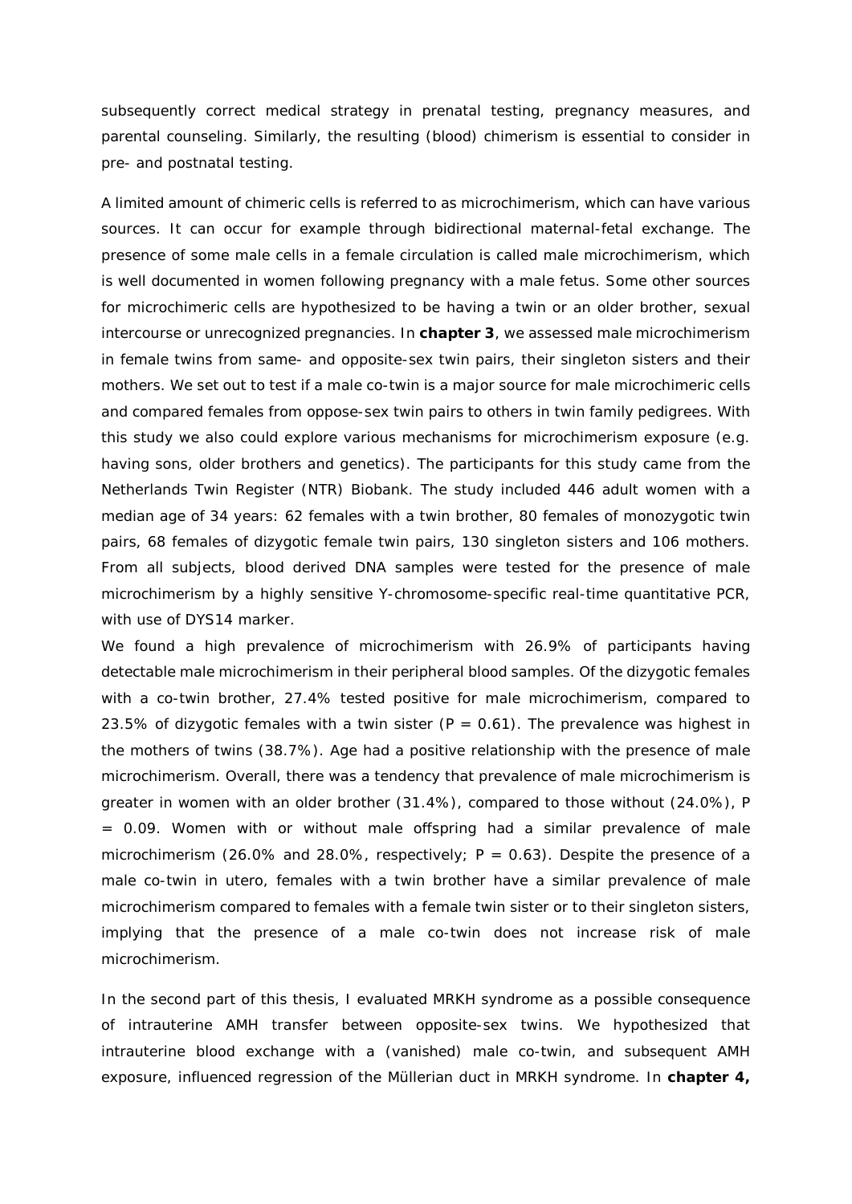subsequently correct medical strategy in prenatal testing, pregnancy measures, and parental counseling. Similarly, the resulting (blood) chimerism is essential to consider in pre- and postnatal testing.

A limited amount of chimeric cells is referred to as microchimerism, which can have various sources. It can occur for example through bidirectional maternal-fetal exchange. The presence of some male cells in a female circulation is called male microchimerism, which is well documented in women following pregnancy with a male fetus. Some other sources for microchimeric cells are hypothesized to be having a twin or an older brother, sexual intercourse or unrecognized pregnancies. In **chapter 3**, we assessed male microchimerism in female twins from same- and opposite-sex twin pairs, their singleton sisters and their mothers. We set out to test if a male co-twin is a major source for male microchimeric cells and compared females from oppose-sex twin pairs to others in twin family pedigrees. With this study we also could explore various mechanisms for microchimerism exposure (e.g. having sons, older brothers and genetics). The participants for this study came from the Netherlands Twin Register (NTR) Biobank. The study included 446 adult women with a median age of 34 years: 62 females with a twin brother, 80 females of monozygotic twin pairs, 68 females of dizygotic female twin pairs, 130 singleton sisters and 106 mothers. From all subjects, blood derived DNA samples were tested for the presence of male microchimerism by a highly sensitive Y-chromosome-specific real-time quantitative PCR, with use of DYS14 marker.

We found a high prevalence of microchimerism with 26.9% of participants having detectable male microchimerism in their peripheral blood samples. Of the dizygotic females with a co-twin brother, 27.4% tested positive for male microchimerism, compared to 23.5% of dizygotic females with a twin sister ($P = 0.61$). The prevalence was highest in the mothers of twins (38.7%). Age had a positive relationship with the presence of male microchimerism. Overall, there was a tendency that prevalence of male microchimerism is greater in women with an older brother (31.4%), compared to those without (24.0%), $P = 0.09$. Women with or without male offspring had a similar prevalence of male microchimerism (26.0% and 28.0%, respectively; $P = 0.63$). Despite the presence of a male co-twin in utero, females with a twin brother have a similar prevalence of male microchimerism compared to females with a female twin sister or to their singleton sisters, implying that the presence of a male co-twin does not increase risk of male microchimerism.

In the second part of this thesis, I evaluated MRKH syndrome as a possible consequence of intrauterine AMH transfer between opposite-sex twins. We hypothesized that intrauterine blood exchange with a (vanished) male co-twin, and subsequent AMH exposure, influenced regression of the Müllerian duct in MRKH syndrome. In **chapter 4,**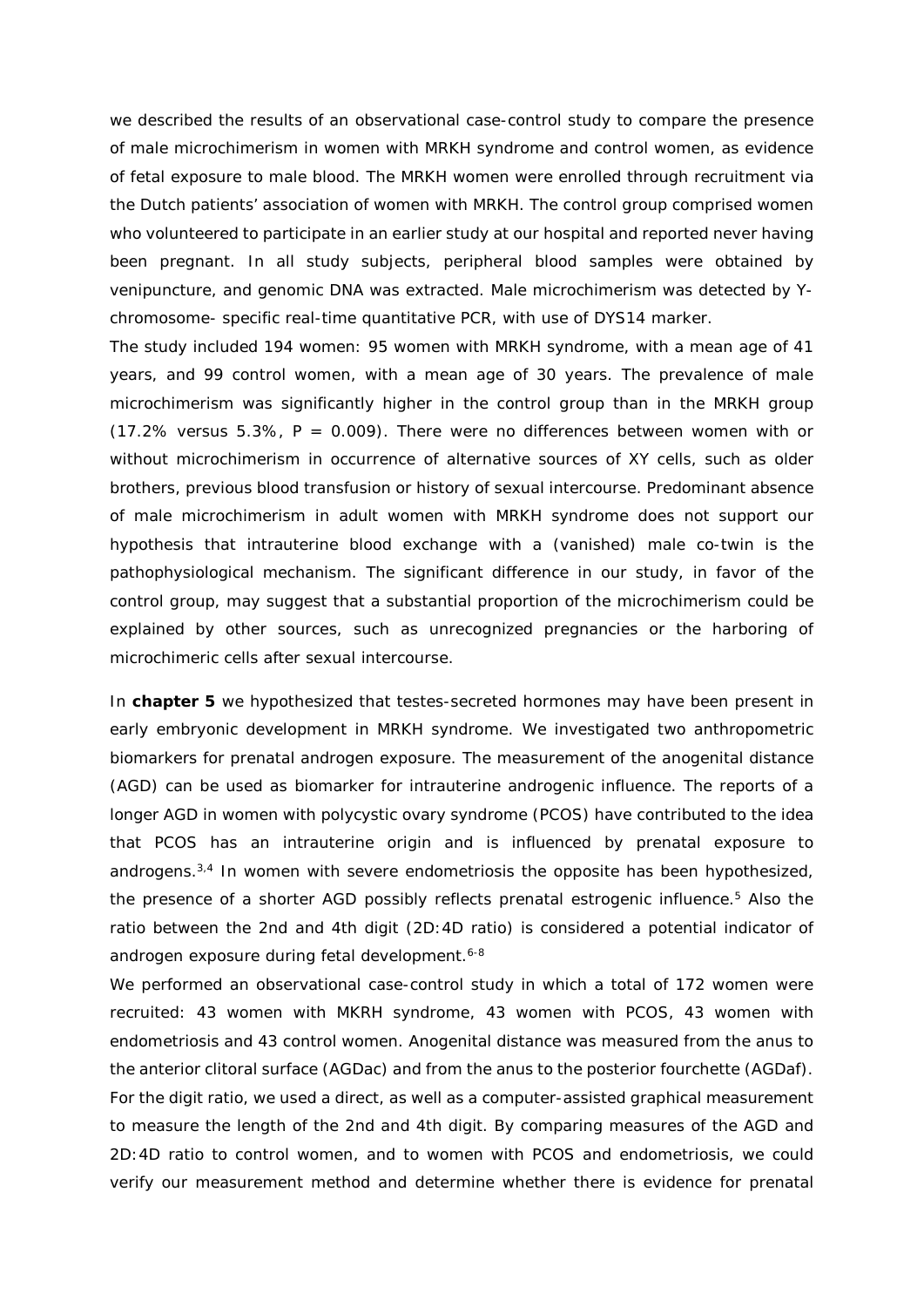we described the results of an observational case-control study to compare the presence of male microchimerism in women with MRKH syndrome and control women, as evidence of fetal exposure to male blood. The MRKH women were enrolled through recruitment via the Dutch patients' association of women with MRKH. The control group comprised women who volunteered to participate in an earlier study at our hospital and reported never having been pregnant. In all study subjects, peripheral blood samples were obtained by venipuncture, and genomic DNA was extracted. Male microchimerism was detected by Y-chromosome- specific real-time quantitative PCR, with use of DYS14 marker.

The study included 194 women: 95 women with MRKH syndrome, with a mean age of 41 years, and 99 control women, with a mean age of 30 years. The prevalence of male microchimerism was significantly higher in the control group than in the MRKH group (17.2% versus 5.3%, $P = 0.009$). There were no differences between women with or without microchimerism in occurrence of alternative sources of XY cells, such as older brothers, previous blood transfusion or history of sexual intercourse. Predominant absence of male microchimerism in adult women with MRKH syndrome does not support our hypothesis that intrauterine blood exchange with a (vanished) male co-twin is the pathophysiological mechanism. The significant difference in our study, in favor of the control group, may suggest that a substantial proportion of the microchimerism could be explained by other sources, such as unrecognized pregnancies or the harboring of microchimeric cells after sexual intercourse.

In **chapter 5** we hypothesized that testes-secreted hormones may have been present in early embryonic development in MRKH syndrome. We investigated two anthropometric biomarkers for prenatal androgen exposure. The measurement of the anogenital distance (AGD) can be used as biomarker for intrauterine androgenic influence. The reports of a longer AGD in women with polycystic ovary syndrome (PCOS) have contributed to the idea that PCOS has an intrauterine origin and is influenced by prenatal exposure to androgens.[3,4] In women with severe endometriosis the opposite has been hypothesized, the presence of a shorter AGD possibly reflects prenatal estrogenic influence.[5] Also the ratio between the 2nd and 4th digit (2D:4D ratio) is considered a potential indicator of androgen exposure during fetal development.[6-8]

We performed an observational case-control study in which a total of 172 women were recruited: 43 women with MKRH syndrome, 43 women with PCOS, 43 women with endometriosis and 43 control women. Anogenital distance was measured from the anus to the anterior clitoral surface (AGDac) and from the anus to the posterior fourchette (AGDaf). For the digit ratio, we used a direct, as well as a computer-assisted graphical measurement to measure the length of the 2nd and 4th digit. By comparing measures of the AGD and 2D:4D ratio to control women, and to women with PCOS and endometriosis, we could verify our measurement method and determine whether there is evidence for prenatal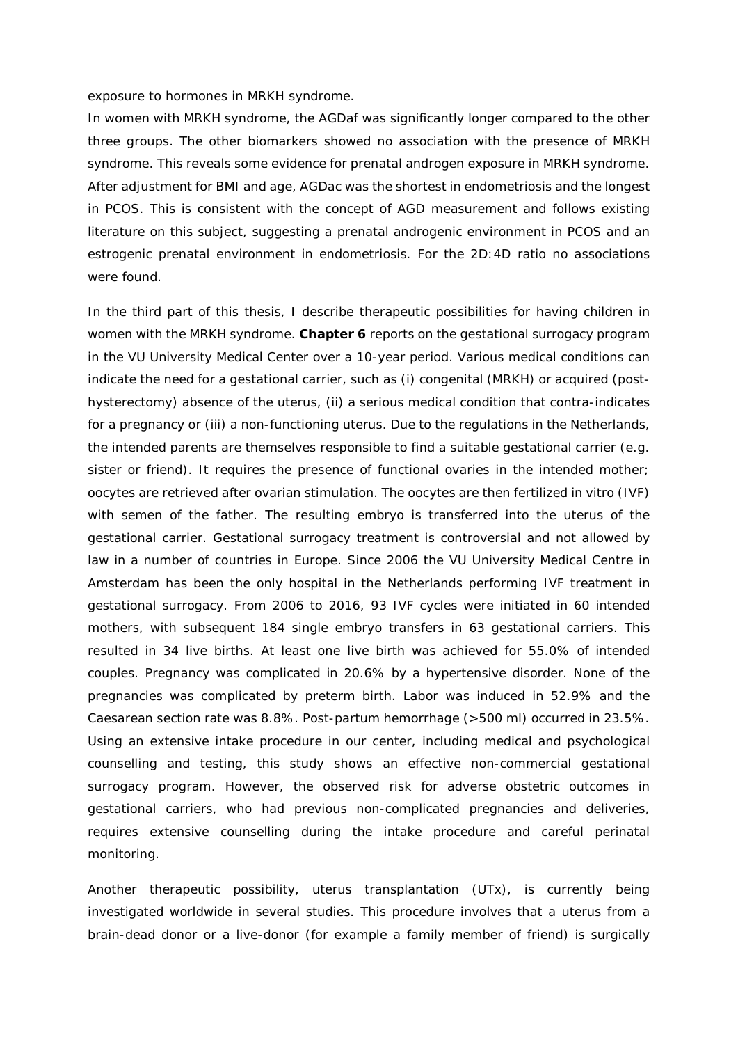exposure to hormones in MRKH syndrome.

In women with MRKH syndrome, the AGDaf was significantly longer compared to the other three groups. The other biomarkers showed no association with the presence of MRKH syndrome. This reveals some evidence for prenatal androgen exposure in MRKH syndrome. After adjustment for BMI and age, AGDac was the shortest in endometriosis and the longest in PCOS. This is consistent with the concept of AGD measurement and follows existing literature on this subject, suggesting a prenatal androgenic environment in PCOS and an estrogenic prenatal environment in endometriosis. For the 2D:4D ratio no associations were found.

In the third part of this thesis, I describe therapeutic possibilities for having children in women with the MRKH syndrome. **Chapter 6** reports on the gestational surrogacy program in the VU University Medical Center over a 10-year period. Various medical conditions can indicate the need for a gestational carrier, such as (i) congenital (MRKH) or acquired (post-hysterectomy) absence of the uterus, (ii) a serious medical condition that contra-indicates for a pregnancy or (iii) a non-functioning uterus. Due to the regulations in the Netherlands, the intended parents are themselves responsible to find a suitable gestational carrier (e.g. sister or friend). It requires the presence of functional ovaries in the intended mother; oocytes are retrieved after ovarian stimulation. The oocytes are then fertilized in vitro (IVF) with semen of the father. The resulting embryo is transferred into the uterus of the gestational carrier. Gestational surrogacy treatment is controversial and not allowed by law in a number of countries in Europe. Since 2006 the VU University Medical Centre in Amsterdam has been the only hospital in the Netherlands performing IVF treatment in gestational surrogacy. From 2006 to 2016, 93 IVF cycles were initiated in 60 intended mothers, with subsequent 184 single embryo transfers in 63 gestational carriers. This resulted in 34 live births. At least one live birth was achieved for 55.0% of intended couples. Pregnancy was complicated in 20.6% by a hypertensive disorder. None of the pregnancies was complicated by preterm birth. Labor was induced in 52.9% and the Caesarean section rate was 8.8%. Post-partum hemorrhage (>500 ml) occurred in 23.5%. Using an extensive intake procedure in our center, including medical and psychological counselling and testing, this study shows an effective non-commercial gestational surrogacy program. However, the observed risk for adverse obstetric outcomes in gestational carriers, who had previous non-complicated pregnancies and deliveries, requires extensive counselling during the intake procedure and careful perinatal monitoring.

Another therapeutic possibility, uterus transplantation (UTx), is currently being investigated worldwide in several studies. This procedure involves that a uterus from a brain-dead donor or a live-donor (for example a family member of friend) is surgically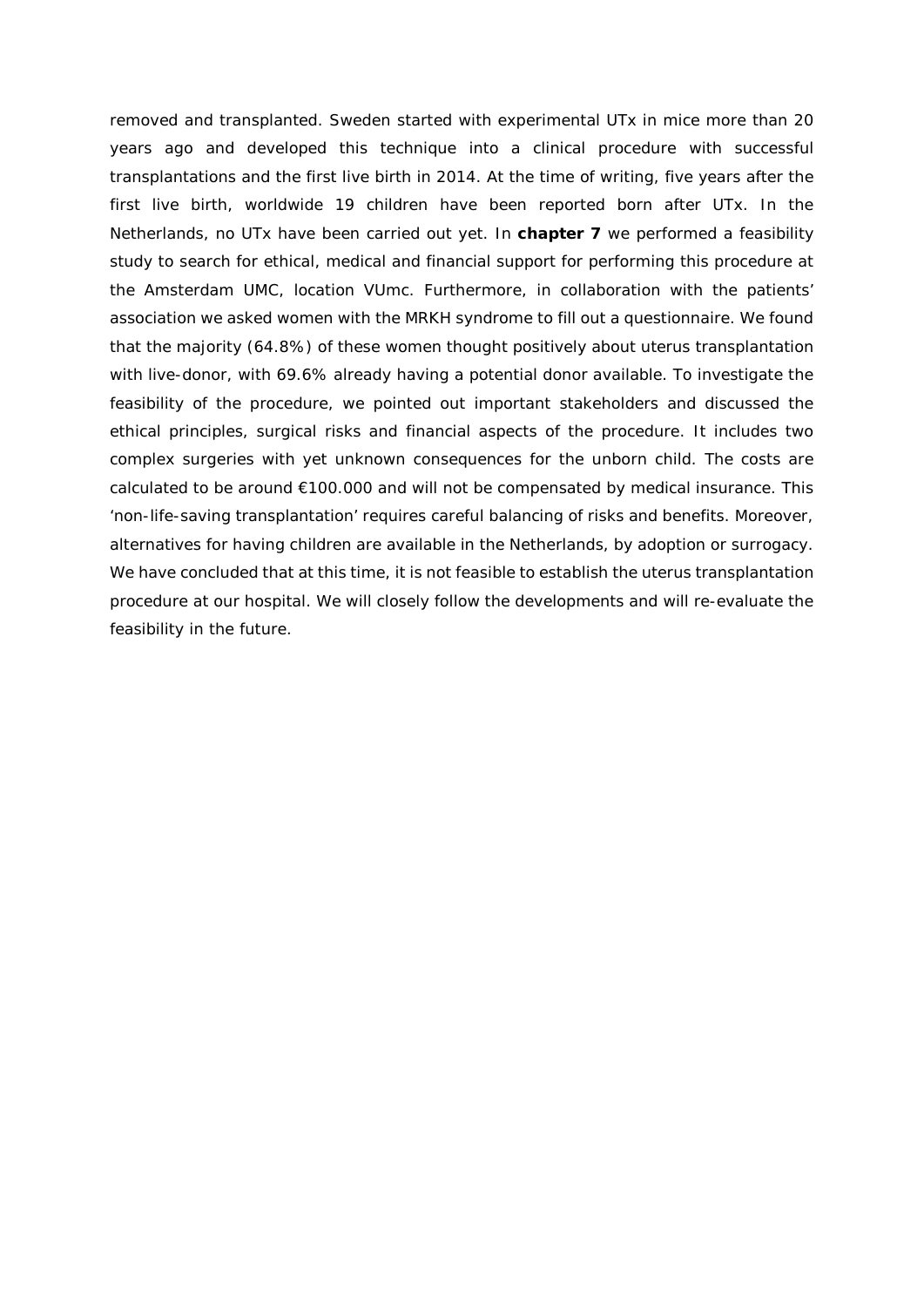removed and transplanted. Sweden started with experimental UTx in mice more than 20 years ago and developed this technique into a clinical procedure with successful transplantations and the first live birth in 2014. At the time of writing, five years after the first live birth, worldwide 19 children have been reported born after UTx. In the Netherlands, no UTx have been carried out yet. In **chapter 7** we performed a feasibility study to search for ethical, medical and financial support for performing this procedure at the Amsterdam UMC, location VUmc. Furthermore, in collaboration with the patients' association we asked women with the MRKH syndrome to fill out a questionnaire. We found that the majority (64.8%) of these women thought positively about uterus transplantation with live-donor, with 69.6% already having a potential donor available. To investigate the feasibility of the procedure, we pointed out important stakeholders and discussed the ethical principles, surgical risks and financial aspects of the procedure. It includes two complex surgeries with yet unknown consequences for the unborn child. The costs are calculated to be around €100.000 and will not be compensated by medical insurance. This 'non-life-saving transplantation' requires careful balancing of risks and benefits. Moreover, alternatives for having children are available in the Netherlands, by adoption or surrogacy. We have concluded that at this time, it is not feasible to establish the uterus transplantation procedure at our hospital. We will closely follow the developments and will re-evaluate the feasibility in the future.